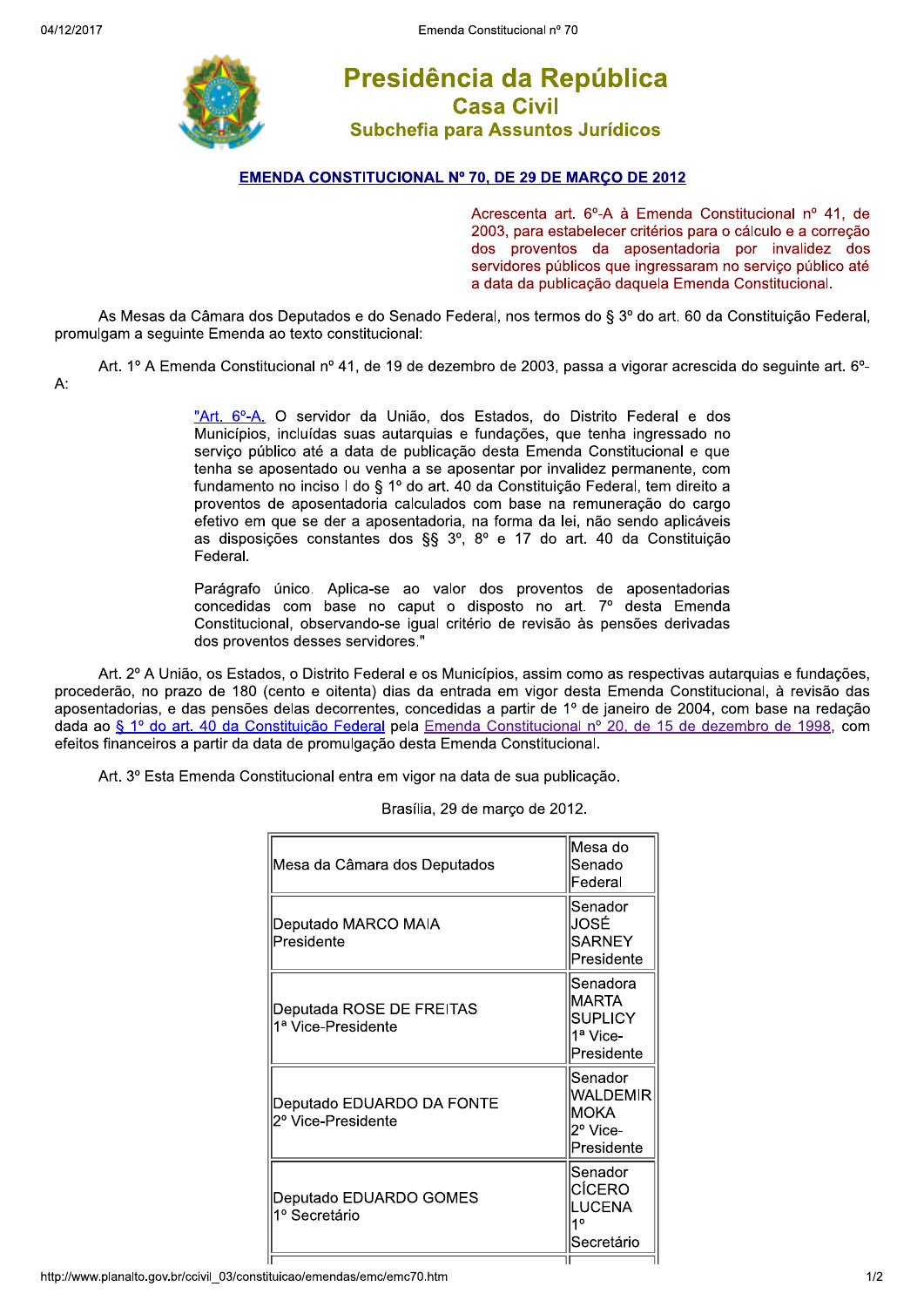# Presidência da República
## Casa Civil
### Subchefia para Assuntos Jurídicos

**EMENDA CONSTITUCIONAL Nº 70, DE 29 DE MARÇO DE 2012**

Acrescenta art. 6º-A à Emenda Constitucional nº 41, de 2003, para estabelecer critérios para o cálculo e a correção dos proventos da aposentadoria por invalidez dos servidores públicos que ingressaram no serviço público até a data da publicação daquela Emenda Constitucional.

As Mesas da Câmara dos Deputados e do Senado Federal, nos termos do § 3º do art. 60 da Constituição Federal, promulgam a seguinte Emenda ao texto constitucional:

Art. 1º A Emenda Constitucional nº 41, de 19 de dezembro de 2003, passa a vigorar acrescida do seguinte art. 6º-A:

> "Art. 6º-A. O servidor da União, dos Estados, do Distrito Federal e dos Municípios, incluídas suas autarquias e fundações, que tenha ingressado no serviço público até a data de publicação desta Emenda Constitucional e que tenha se aposentado ou venha a se aposentar por invalidez permanente, com fundamento no inciso I do § 1º do art. 40 da Constituição Federal, tem direito a proventos de aposentadoria calculados com base na remuneração do cargo efetivo em que se der a aposentadoria, na forma da lei, não sendo aplicáveis as disposições constantes dos §§ 3º, 8º e 17 do art. 40 da Constituição Federal.
>
> Parágrafo único. Aplica-se ao valor dos proventos de aposentadorias concedidas com base no caput o disposto no art. 7º desta Emenda Constitucional, observando-se igual critério de revisão às pensões derivadas dos proventos desses servidores."

Art. 2º A União, os Estados, o Distrito Federal e os Municípios, assim como as respectivas autarquias e fundações, procederão, no prazo de 180 (cento e oitenta) dias da entrada em vigor desta Emenda Constitucional, à revisão das aposentadorias, e das pensões delas decorrentes, concedidas a partir de 1º de janeiro de 2004, com base na redação dada ao § 1º do art. 40 da Constituição Federal pela Emenda Constitucional nº 20, de 15 de dezembro de 1998, com efeitos financeiros a partir da data de promulgação desta Emenda Constitucional.

Art. 3º Esta Emenda Constitucional entra em vigor na data de sua publicação.

Brasília, 29 de março de 2012.

| Mesa da Câmara dos Deputados | Mesa do Senado Federal |
|---|---|
| Deputado MARCO MAIA<br>Presidente | Senador JOSÉ SARNEY<br>Presidente |
| Deputada ROSE DE FREITAS<br>1ª Vice-Presidente | Senadora MARTA SUPLICY<br>1ª Vice-Presidente |
| Deputado EDUARDO DA FONTE<br>2º Vice-Presidente | Senador WALDEMIR MOKA<br>2º Vice-Presidente |
| Deputado EDUARDO GOMES<br>1º Secretário | Senador CÍCERO LUCENA<br>1º Secretário |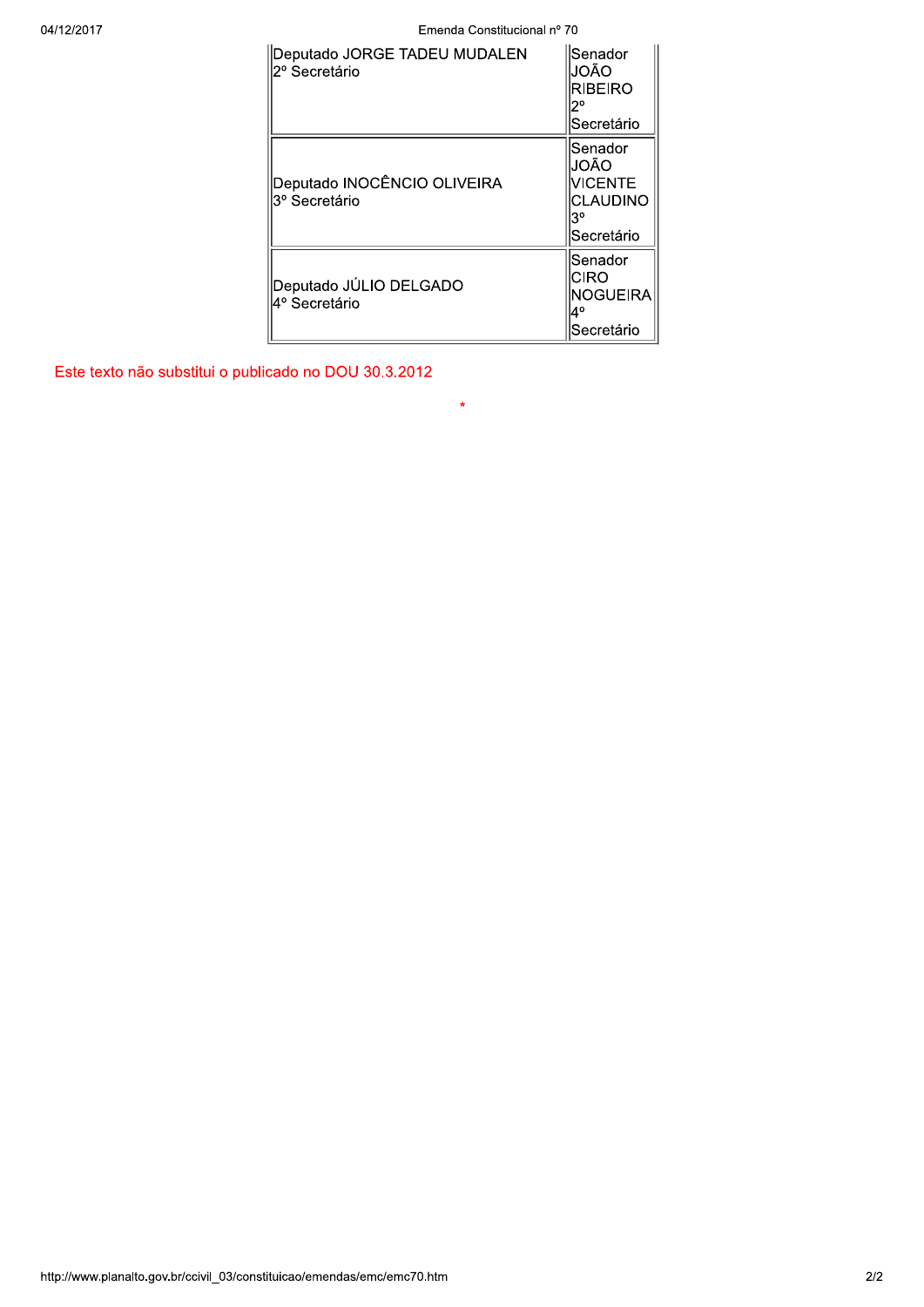| | |
|---|---|
| Deputado JORGE TADEU MUDALEN<br>2º Secretário | Senador JOÃO RIBEIRO<br>2º Secretário |
| Deputado INOCÊNCIO OLIVEIRA<br>3º Secretário | Senador JOÃO VICENTE CLAUDINO<br>3º Secretário |
| Deputado JÚLIO DELGADO<br>4º Secretário | Senador CIRO NOGUEIRA<br>4º Secretário |

Este texto não substitui o publicado no DOU 30.3.2012

*